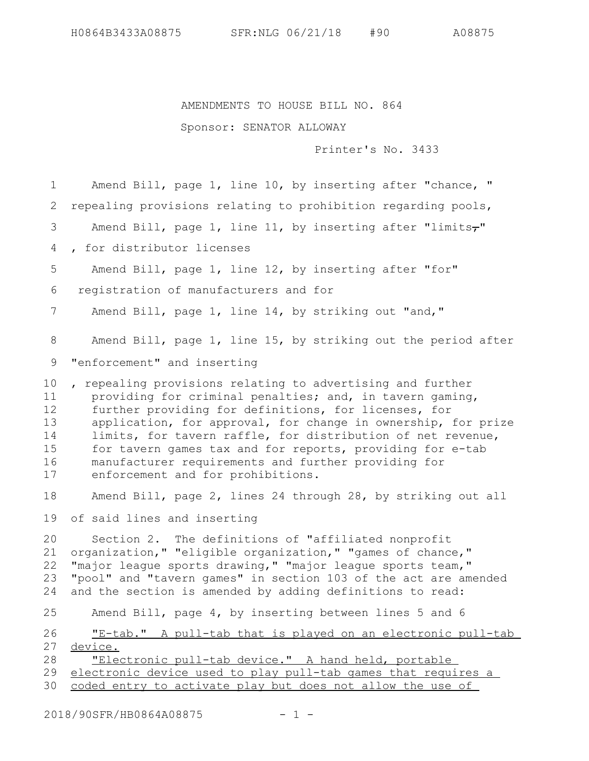AMENDMENTS TO HOUSE BILL NO. 864

Sponsor: SENATOR ALLOWAY

Printer's No. 3433

Amend Bill, page 1, line 10, by inserting after "chance, "

repealing provisions relating to prohibition regarding pools,

Amend Bill, page 1, line 11, by inserting after "limits~~,~~"

, for distributor licenses

Amend Bill, page 1, line 12, by inserting after "for"

registration of manufacturers and for

Amend Bill, page 1, line 14, by striking out "and,"

Amend Bill, page 1, line 15, by striking out the period after "enforcement" and inserting

, repealing provisions relating to advertising and further providing for criminal penalties; and, in tavern gaming, further providing for definitions, for licenses, for application, for approval, for change in ownership, for prize limits, for tavern raffle, for distribution of net revenue, for tavern games tax and for reports, providing for e-tab manufacturer requirements and further providing for enforcement and for prohibitions.

Amend Bill, page 2, lines 24 through 28, by striking out all of said lines and inserting

Section 2. The definitions of "affiliated nonprofit organization," "eligible organization," "games of chance," "major league sports drawing," "major league sports team," "pool" and "tavern games" in section 103 of the act are amended and the section is amended by adding definitions to read:

Amend Bill, page 4, by inserting between lines 5 and 6

"E-tab." A pull-tab that is played on an electronic pull-tab device.

"Electronic pull-tab device." A hand held, portable electronic device used to play pull-tab games that requires a coded entry to activate play but does not allow the use of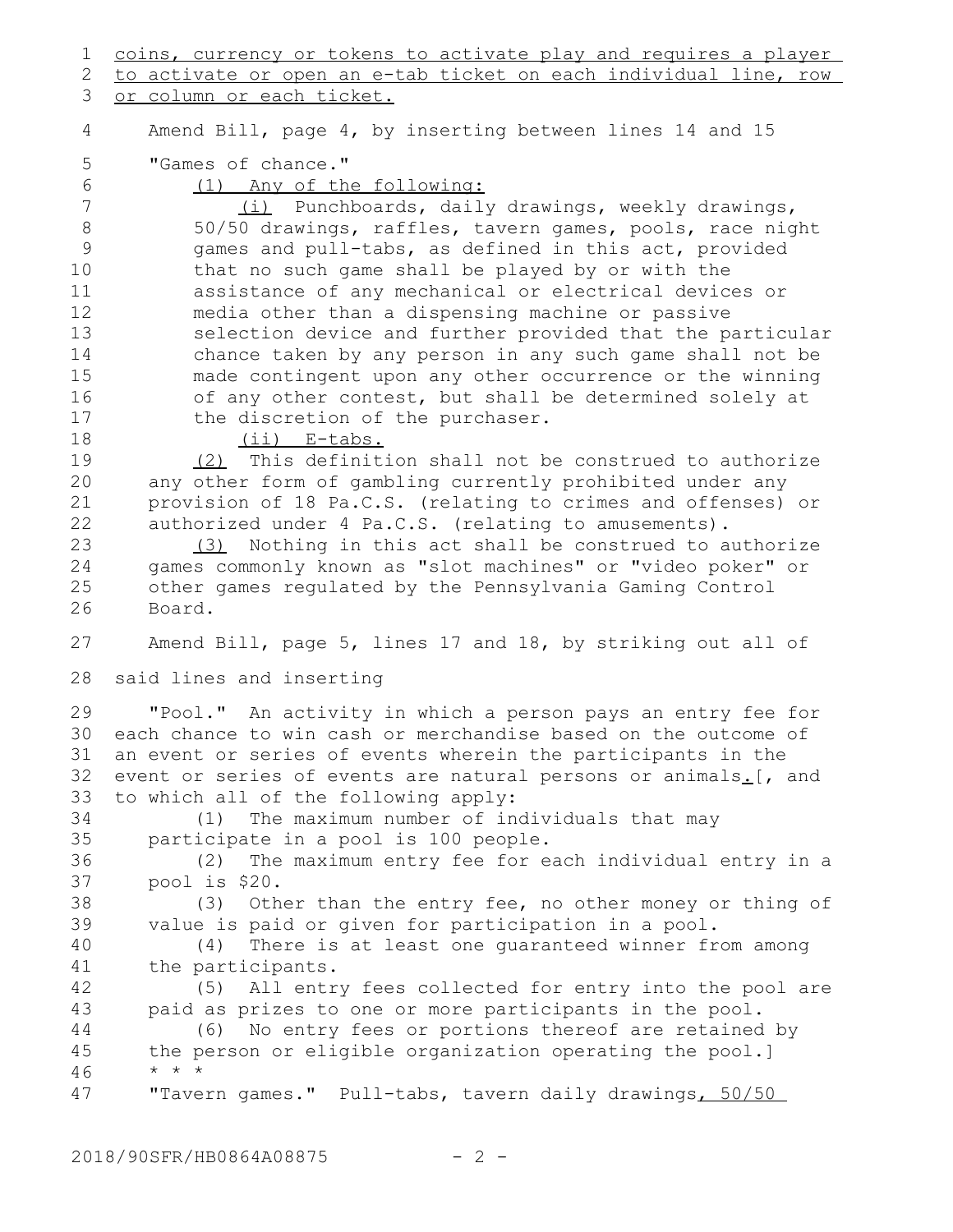coins, currency or tokens to activate play and requires a player to activate or open an e-tab ticket on each individual line, row or column or each ticket.

Amend Bill, page 4, by inserting between lines 14 and 15

"Games of chance."

(1) Any of the following:

(i) Punchboards, daily drawings, weekly drawings, 50/50 drawings, raffles, tavern games, pools, race night games and pull-tabs, as defined in this act, provided that no such game shall be played by or with the assistance of any mechanical or electrical devices or media other than a dispensing machine or passive selection device and further provided that the particular chance taken by any person in any such game shall not be made contingent upon any other occurrence or the winning of any other contest, but shall be determined solely at the discretion of the purchaser.

(ii) E-tabs.

(2) This definition shall not be construed to authorize any other form of gambling currently prohibited under any provision of 18 Pa.C.S. (relating to crimes and offenses) or authorized under 4 Pa.C.S. (relating to amusements).

(3) Nothing in this act shall be construed to authorize games commonly known as "slot machines" or "video poker" or other games regulated by the Pennsylvania Gaming Control Board.

Amend Bill, page 5, lines 17 and 18, by striking out all of said lines and inserting

"Pool." An activity in which a person pays an entry fee for each chance to win cash or merchandise based on the outcome of an event or series of events wherein the participants in the event or series of events are natural persons or animals.[, and to which all of the following apply:

(1) The maximum number of individuals that may participate in a pool is 100 people.

(2) The maximum entry fee for each individual entry in a pool is $20.

(3) Other than the entry fee, no other money or thing of value is paid or given for participation in a pool.

(4) There is at least one guaranteed winner from among the participants.

(5) All entry fees collected for entry into the pool are paid as prizes to one or more participants in the pool.

(6) No entry fees or portions thereof are retained by the person or eligible organization operating the pool.]

\* \* \*

"Tavern games." Pull-tabs, tavern daily drawings, 50/50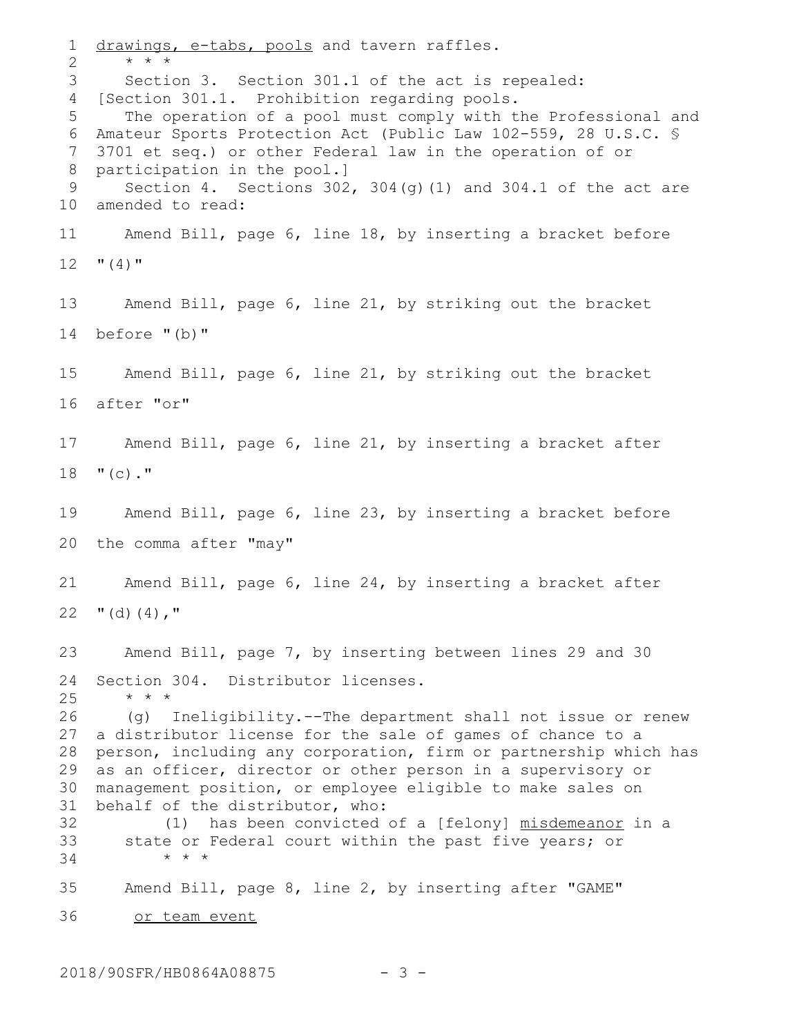drawings, e-tabs, pools and tavern raffles.

\* \* \*

Section 3. Section 301.1 of the act is repealed:

[Section 301.1. Prohibition regarding pools.

The operation of a pool must comply with the Professional and Amateur Sports Protection Act (Public Law 102-559, 28 U.S.C. § 3701 et seq.) or other Federal law in the operation of or participation in the pool.]

Section 4. Sections 302, 304(g)(1) and 304.1 of the act are amended to read:

Amend Bill, page 6, line 18, by inserting a bracket before "(4)"

Amend Bill, page 6, line 21, by striking out the bracket before "(b)"

Amend Bill, page 6, line 21, by striking out the bracket after "or"

Amend Bill, page 6, line 21, by inserting a bracket after "(c)."

Amend Bill, page 6, line 23, by inserting a bracket before the comma after "may"

Amend Bill, page 6, line 24, by inserting a bracket after "(d)(4),"

Amend Bill, page 7, by inserting between lines 29 and 30

Section 304. Distributor licenses.

\* \* \*

(g) Ineligibility.--The department shall not issue or renew a distributor license for the sale of games of chance to a person, including any corporation, firm or partnership which has as an officer, director or other person in a supervisory or management position, or employee eligible to make sales on behalf of the distributor, who:

(1) has been convicted of a [felony] misdemeanor in a state or Federal court within the past five years; or

\* \* \*

Amend Bill, page 8, line 2, by inserting after "GAME"

or team event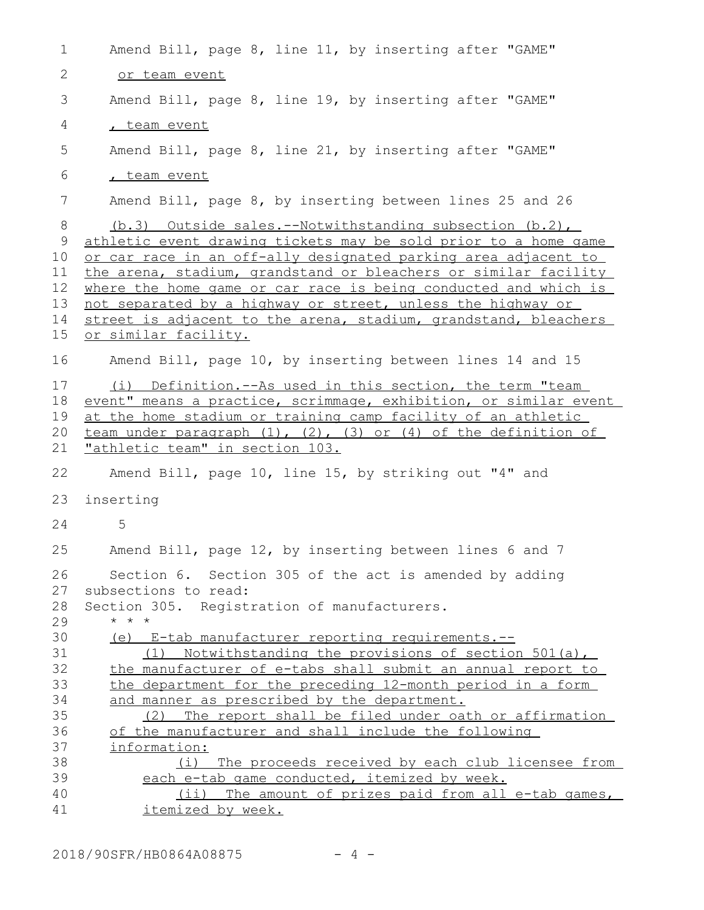Amend Bill, page 8, line 11, by inserting after "GAME"

or team event

Amend Bill, page 8, line 19, by inserting after "GAME"

, team event

Amend Bill, page 8, line 21, by inserting after "GAME"

, team event

Amend Bill, page 8, by inserting between lines 25 and 26

(b.3) Outside sales.--Notwithstanding subsection (b.2), athletic event drawing tickets may be sold prior to a home game or car race in an off-ally designated parking area adjacent to the arena, stadium, grandstand or bleachers or similar facility where the home game or car race is being conducted and which is not separated by a highway or street, unless the highway or street is adjacent to the arena, stadium, grandstand, bleachers or similar facility.

Amend Bill, page 10, by inserting between lines 14 and 15

(i) Definition.--As used in this section, the term "team event" means a practice, scrimmage, exhibition, or similar event at the home stadium or training camp facility of an athletic team under paragraph (1), (2), (3) or (4) of the definition of "athletic team" in section 103.

Amend Bill, page 10, line 15, by striking out "4" and inserting

5

Amend Bill, page 12, by inserting between lines 6 and 7

Section 6. Section 305 of the act is amended by adding subsections to read:

Section 305. Registration of manufacturers.

\* \* \*

(e) E-tab manufacturer reporting requirements.--

(1) Notwithstanding the provisions of section 501(a), the manufacturer of e-tabs shall submit an annual report to the department for the preceding 12-month period in a form and manner as prescribed by the department.

(2) The report shall be filed under oath or affirmation of the manufacturer and shall include the following information:

(i) The proceeds received by each club licensee from each e-tab game conducted, itemized by week.

(ii) The amount of prizes paid from all e-tab games, itemized by week.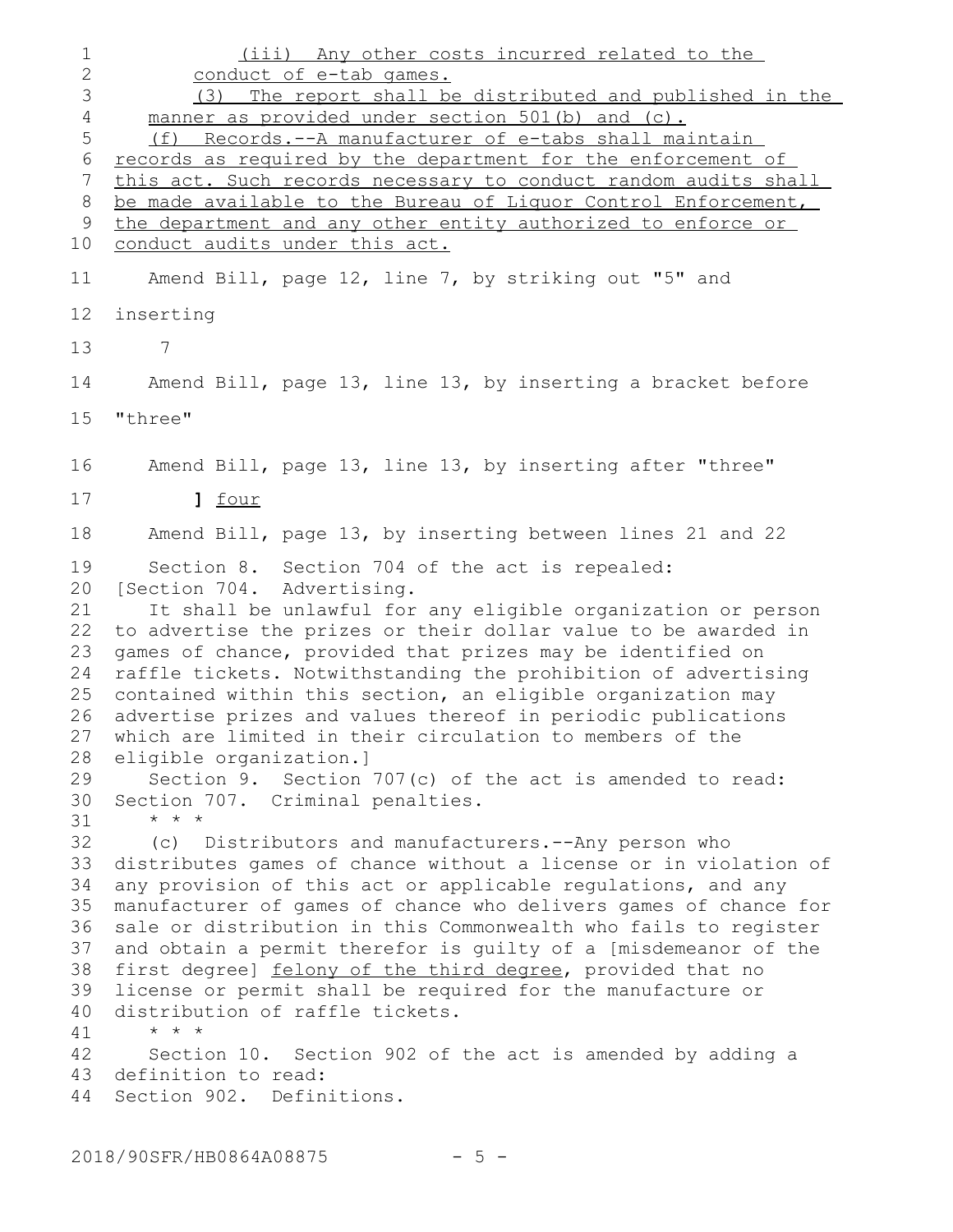(iii) Any other costs incurred related to the conduct of e-tab games.

(3) The report shall be distributed and published in the manner as provided under section 501(b) and (c).

(f) Records.--A manufacturer of e-tabs shall maintain records as required by the department for the enforcement of this act. Such records necessary to conduct random audits shall be made available to the Bureau of Liquor Control Enforcement, the department and any other entity authorized to enforce or conduct audits under this act.

Amend Bill, page 12, line 7, by striking out "5" and inserting

7

Amend Bill, page 13, line 13, by inserting a bracket before "three"

Amend Bill, page 13, line 13, by inserting after "three"

] four

Amend Bill, page 13, by inserting between lines 21 and 22

Section 8. Section 704 of the act is repealed:

[Section 704. Advertising.

It shall be unlawful for any eligible organization or person to advertise the prizes or their dollar value to be awarded in games of chance, provided that prizes may be identified on raffle tickets. Notwithstanding the prohibition of advertising contained within this section, an eligible organization may advertise prizes and values thereof in periodic publications which are limited in their circulation to members of the eligible organization.]

Section 9. Section 707(c) of the act is amended to read:

Section 707. Criminal penalties.

\* \* \*

(c) Distributors and manufacturers.--Any person who distributes games of chance without a license or in violation of any provision of this act or applicable regulations, and any manufacturer of games of chance who delivers games of chance for sale or distribution in this Commonwealth who fails to register and obtain a permit therefor is guilty of a [misdemeanor of the first degree] felony of the third degree, provided that no license or permit shall be required for the manufacture or distribution of raffle tickets.

\* \* \*

Section 10. Section 902 of the act is amended by adding a definition to read:

Section 902. Definitions.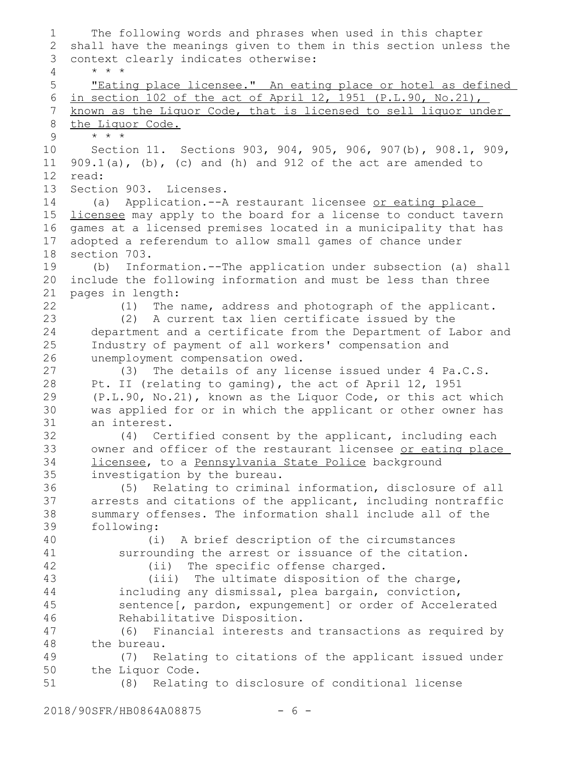The following words and phrases when used in this chapter shall have the meanings given to them in this section unless the context clearly indicates otherwise:

* * *

<u>"Eating place licensee." An eating place or hotel as defined in section 102 of the act of April 12, 1951 (P.L.90, No.21), known as the Liquor Code, that is licensed to sell liquor under the Liquor Code.</u>

* * *

Section 11. Sections 903, 904, 905, 906, 907(b), 908.1, 909, 909.1(a), (b), (c) and (h) and 912 of the act are amended to read:

Section 903. Licenses.

(a) Application.--A restaurant licensee <u>or eating place licensee</u> may apply to the board for a license to conduct tavern games at a licensed premises located in a municipality that has adopted a referendum to allow small games of chance under section 703.

(b) Information.--The application under subsection (a) shall include the following information and must be less than three pages in length:

(1) The name, address and photograph of the applicant.

(2) A current tax lien certificate issued by the department and a certificate from the Department of Labor and Industry of payment of all workers' compensation and unemployment compensation owed.

(3) The details of any license issued under 4 Pa.C.S. Pt. II (relating to gaming), the act of April 12, 1951 (P.L.90, No.21), known as the Liquor Code, or this act which was applied for or in which the applicant or other owner has an interest.

(4) Certified consent by the applicant, including each owner and officer of the restaurant licensee <u>or eating place licensee</u>, to a <u>Pennsylvania State Police</u> background investigation by the bureau.

(5) Relating to criminal information, disclosure of all arrests and citations of the applicant, including nontraffic summary offenses. The information shall include all of the following:

(i) A brief description of the circumstances surrounding the arrest or issuance of the citation.

(ii) The specific offense charged.

(iii) The ultimate disposition of the charge, including any dismissal, plea bargain, conviction, sentence[, pardon, expungement] or order of Accelerated Rehabilitative Disposition.

(6) Financial interests and transactions as required by the bureau.

(7) Relating to citations of the applicant issued under the Liquor Code.

(8) Relating to disclosure of conditional license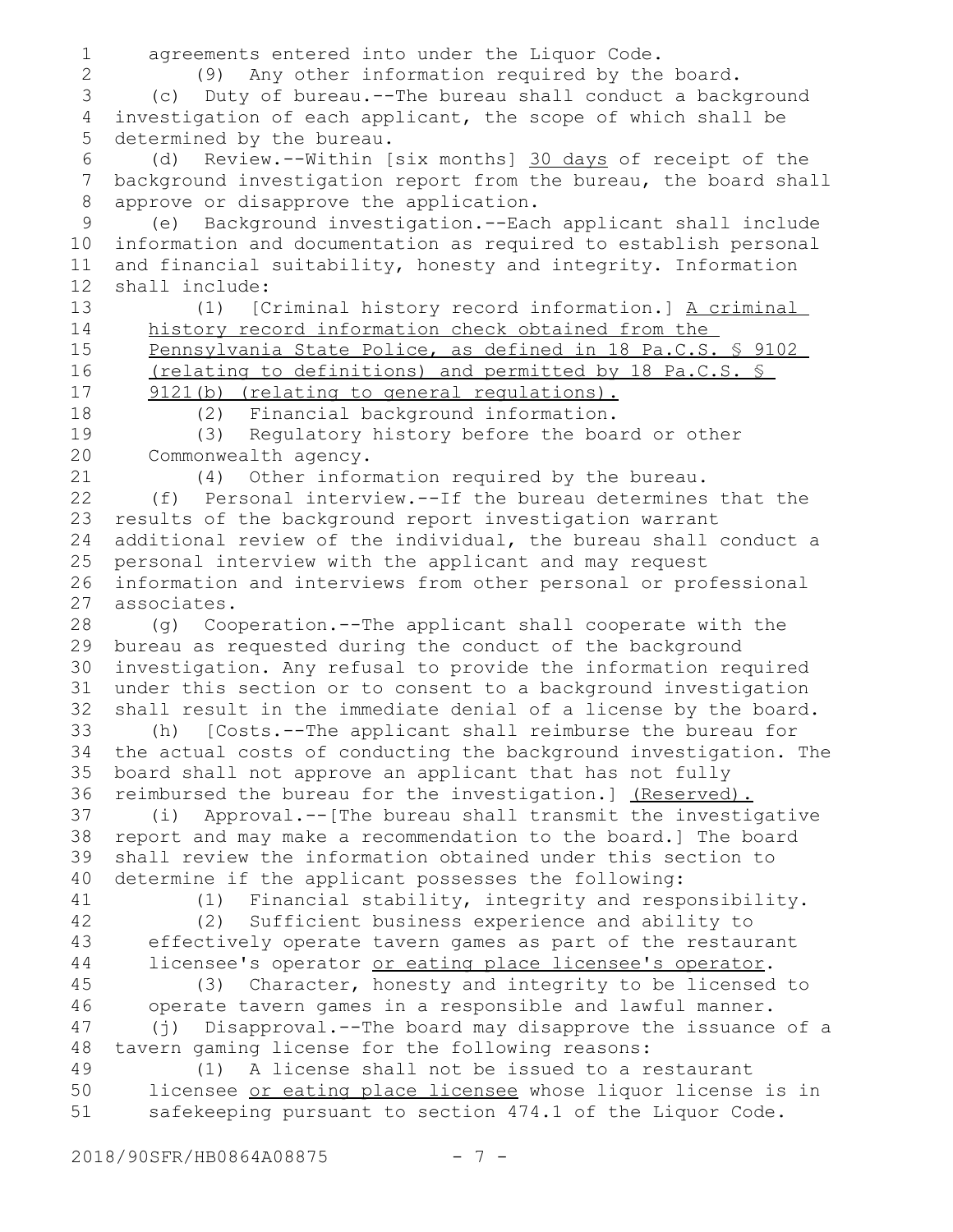agreements entered into under the Liquor Code.

(9) Any other information required by the board.

(c) Duty of bureau.--The bureau shall conduct a background investigation of each applicant, the scope of which shall be determined by the bureau.

(d) Review.--Within [six months] <u>30 days</u> of receipt of the background investigation report from the bureau, the board shall approve or disapprove the application.

(e) Background investigation.--Each applicant shall include information and documentation as required to establish personal and financial suitability, honesty and integrity. Information shall include:

(1) [Criminal history record information.] <u>A criminal history record information check obtained from the Pennsylvania State Police, as defined in 18 Pa.C.S. § 9102 (relating to definitions) and permitted by 18 Pa.C.S. § 9121(b) (relating to general regulations).</u>

(2) Financial background information.

(3) Regulatory history before the board or other Commonwealth agency.

(4) Other information required by the bureau.

(f) Personal interview.--If the bureau determines that the results of the background report investigation warrant additional review of the individual, the bureau shall conduct a personal interview with the applicant and may request information and interviews from other personal or professional associates.

(g) Cooperation.--The applicant shall cooperate with the bureau as requested during the conduct of the background investigation. Any refusal to provide the information required under this section or to consent to a background investigation shall result in the immediate denial of a license by the board.

(h) [Costs.--The applicant shall reimburse the bureau for the actual costs of conducting the background investigation. The board shall not approve an applicant that has not fully reimbursed the bureau for the investigation.] <u>(Reserved).</u>

(i) Approval.--[The bureau shall transmit the investigative report and may make a recommendation to the board.] The board shall review the information obtained under this section to determine if the applicant possesses the following:

(1) Financial stability, integrity and responsibility.

(2) Sufficient business experience and ability to effectively operate tavern games as part of the restaurant licensee's operator <u>or eating place licensee's operator</u>.

(3) Character, honesty and integrity to be licensed to operate tavern games in a responsible and lawful manner.

(j) Disapproval.--The board may disapprove the issuance of a tavern gaming license for the following reasons:

(1) A license shall not be issued to a restaurant licensee <u>or eating place licensee</u> whose liquor license is in safekeeping pursuant to section 474.1 of the Liquor Code.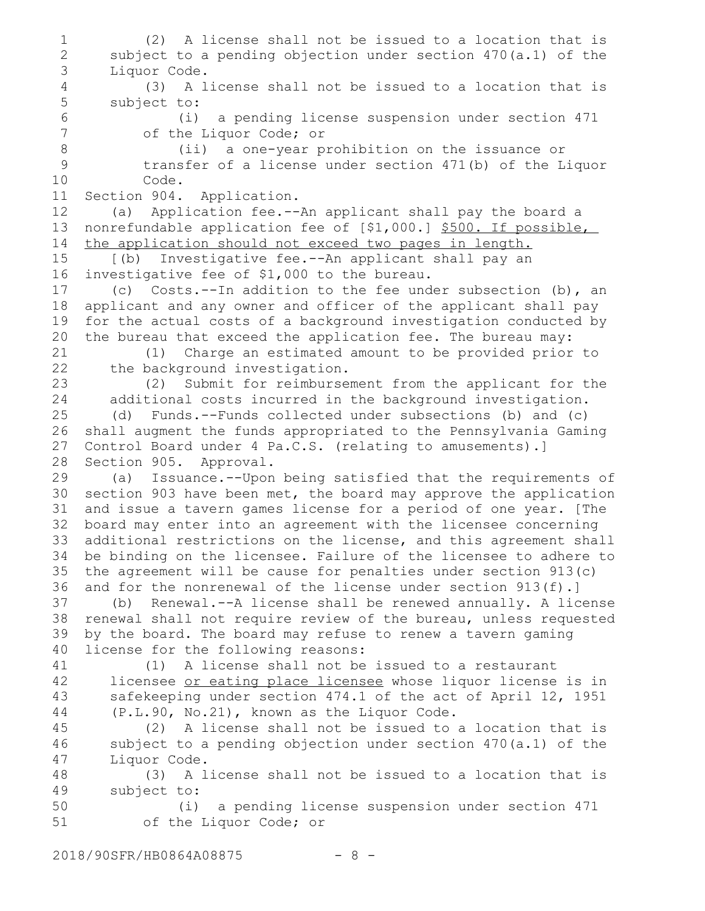(2) A license shall not be issued to a location that is subject to a pending objection under section 470(a.1) of the Liquor Code.

(3) A license shall not be issued to a location that is subject to:

(i) a pending license suspension under section 471 of the Liquor Code; or

(ii) a one-year prohibition on the issuance or transfer of a license under section 471(b) of the Liquor Code.

Section 904. Application.

(a) Application fee.--An applicant shall pay the board a nonrefundable application fee of [$1,000.] <u>$500. If possible, the application should not exceed two pages in length.</u>

[(b) Investigative fee.--An applicant shall pay an investigative fee of $1,000 to the bureau.

(c) Costs.--In addition to the fee under subsection (b), an applicant and any owner and officer of the applicant shall pay for the actual costs of a background investigation conducted by the bureau that exceed the application fee. The bureau may:

(1) Charge an estimated amount to be provided prior to the background investigation.

(2) Submit for reimbursement from the applicant for the additional costs incurred in the background investigation.

(d) Funds.--Funds collected under subsections (b) and (c) shall augment the funds appropriated to the Pennsylvania Gaming Control Board under 4 Pa.C.S. (relating to amusements).]

Section 905. Approval.

(a) Issuance.--Upon being satisfied that the requirements of section 903 have been met, the board may approve the application and issue a tavern games license for a period of one year. [The board may enter into an agreement with the licensee concerning additional restrictions on the license, and this agreement shall be binding on the licensee. Failure of the licensee to adhere to the agreement will be cause for penalties under section 913(c) and for the nonrenewal of the license under section 913(f).]

(b) Renewal.--A license shall be renewed annually. A license renewal shall not require review of the bureau, unless requested by the board. The board may refuse to renew a tavern gaming license for the following reasons:

(1) A license shall not be issued to a restaurant licensee <u>or eating place licensee</u> whose liquor license is in safekeeping under section 474.1 of the act of April 12, 1951 (P.L.90, No.21), known as the Liquor Code.

(2) A license shall not be issued to a location that is subject to a pending objection under section 470(a.1) of the Liquor Code.

(3) A license shall not be issued to a location that is subject to:

(i) a pending license suspension under section 471 of the Liquor Code; or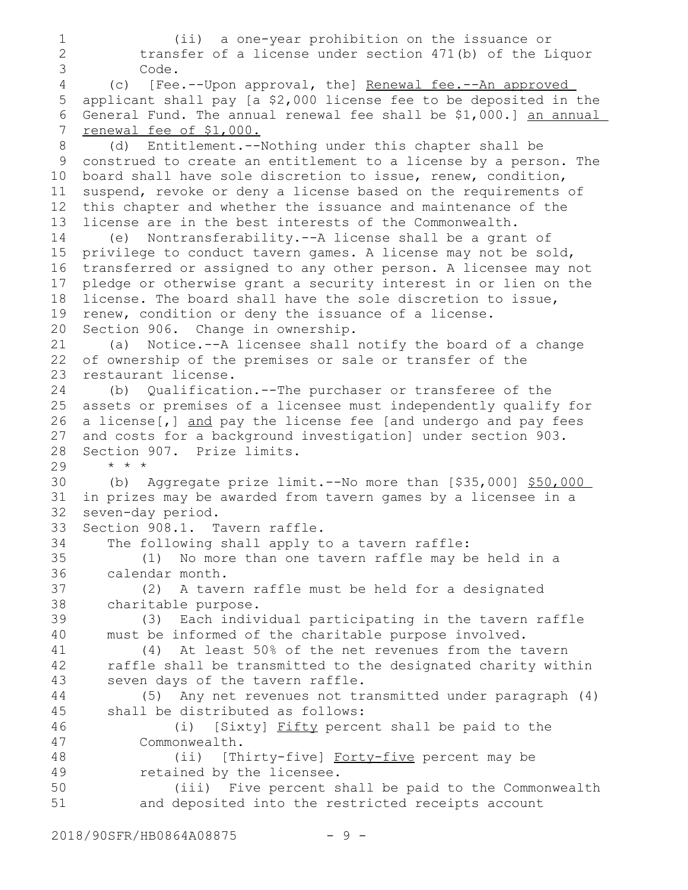(ii) a one-year prohibition on the issuance or transfer of a license under section 471(b) of the Liquor Code.

(c) [Fee.--Upon approval, the] Renewal fee.--An approved applicant shall pay [a $2,000 license fee to be deposited in the General Fund. The annual renewal fee shall be $1,000.] an annual renewal fee of $1,000.

(d) Entitlement.--Nothing under this chapter shall be construed to create an entitlement to a license by a person. The board shall have sole discretion to issue, renew, condition, suspend, revoke or deny a license based on the requirements of this chapter and whether the issuance and maintenance of the license are in the best interests of the Commonwealth.

(e) Nontransferability.--A license shall be a grant of privilege to conduct tavern games. A license may not be sold, transferred or assigned to any other person. A licensee may not pledge or otherwise grant a security interest in or lien on the license. The board shall have the sole discretion to issue, renew, condition or deny the issuance of a license.

Section 906. Change in ownership.

(a) Notice.--A licensee shall notify the board of a change of ownership of the premises or sale or transfer of the restaurant license.

(b) Qualification.--The purchaser or transferee of the assets or premises of a licensee must independently qualify for a license[,] and pay the license fee [and undergo and pay fees and costs for a background investigation] under section 903.

Section 907. Prize limits.

* * *

(b) Aggregate prize limit.--No more than [$35,000] $50,000 in prizes may be awarded from tavern games by a licensee in a seven-day period.

Section 908.1. Tavern raffle.

The following shall apply to a tavern raffle:

(1) No more than one tavern raffle may be held in a calendar month.

(2) A tavern raffle must be held for a designated charitable purpose.

(3) Each individual participating in the tavern raffle must be informed of the charitable purpose involved.

(4) At least 50% of the net revenues from the tavern raffle shall be transmitted to the designated charity within seven days of the tavern raffle.

(5) Any net revenues not transmitted under paragraph (4) shall be distributed as follows:

(i) [Sixty] Fifty percent shall be paid to the Commonwealth.

(ii) [Thirty-five] Forty-five percent may be retained by the licensee.

(iii) Five percent shall be paid to the Commonwealth and deposited into the restricted receipts account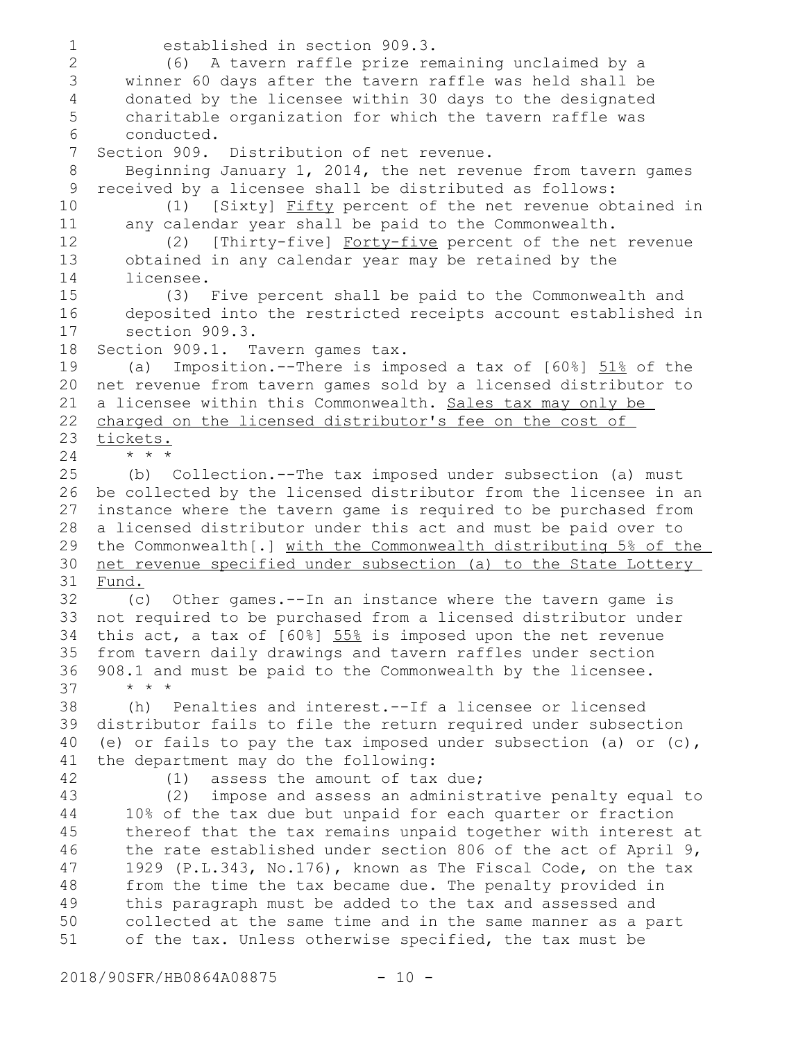established in section 909.3.

(6) A tavern raffle prize remaining unclaimed by a winner 60 days after the tavern raffle was held shall be donated by the licensee within 30 days to the designated charitable organization for which the tavern raffle was conducted.

Section 909. Distribution of net revenue.

Beginning January 1, 2014, the net revenue from tavern games received by a licensee shall be distributed as follows:

(1) [Sixty] Fifty percent of the net revenue obtained in any calendar year shall be paid to the Commonwealth.

(2) [Thirty-five] Forty-five percent of the net revenue obtained in any calendar year may be retained by the licensee.

(3) Five percent shall be paid to the Commonwealth and deposited into the restricted receipts account established in section 909.3.

Section 909.1. Tavern games tax.

(a) Imposition.--There is imposed a tax of [60%] 51% of the net revenue from tavern games sold by a licensed distributor to a licensee within this Commonwealth. Sales tax may only be charged on the licensed distributor's fee on the cost of tickets.

\* \* \*

(b) Collection.--The tax imposed under subsection (a) must be collected by the licensed distributor from the licensee in an instance where the tavern game is required to be purchased from a licensed distributor under this act and must be paid over to the Commonwealth[.] with the Commonwealth distributing 5% of the net revenue specified under subsection (a) to the State Lottery Fund.

(c) Other games.--In an instance where the tavern game is not required to be purchased from a licensed distributor under this act, a tax of [60%] 55% is imposed upon the net revenue from tavern daily drawings and tavern raffles under section 908.1 and must be paid to the Commonwealth by the licensee.

\* \* \*

(h) Penalties and interest.--If a licensee or licensed distributor fails to file the return required under subsection (e) or fails to pay the tax imposed under subsection (a) or (c), the department may do the following:

(1) assess the amount of tax due;

(2) impose and assess an administrative penalty equal to 10% of the tax due but unpaid for each quarter or fraction thereof that the tax remains unpaid together with interest at the rate established under section 806 of the act of April 9, 1929 (P.L.343, No.176), known as The Fiscal Code, on the tax from the time the tax became due. The penalty provided in this paragraph must be added to the tax and assessed and collected at the same time and in the same manner as a part of the tax. Unless otherwise specified, the tax must be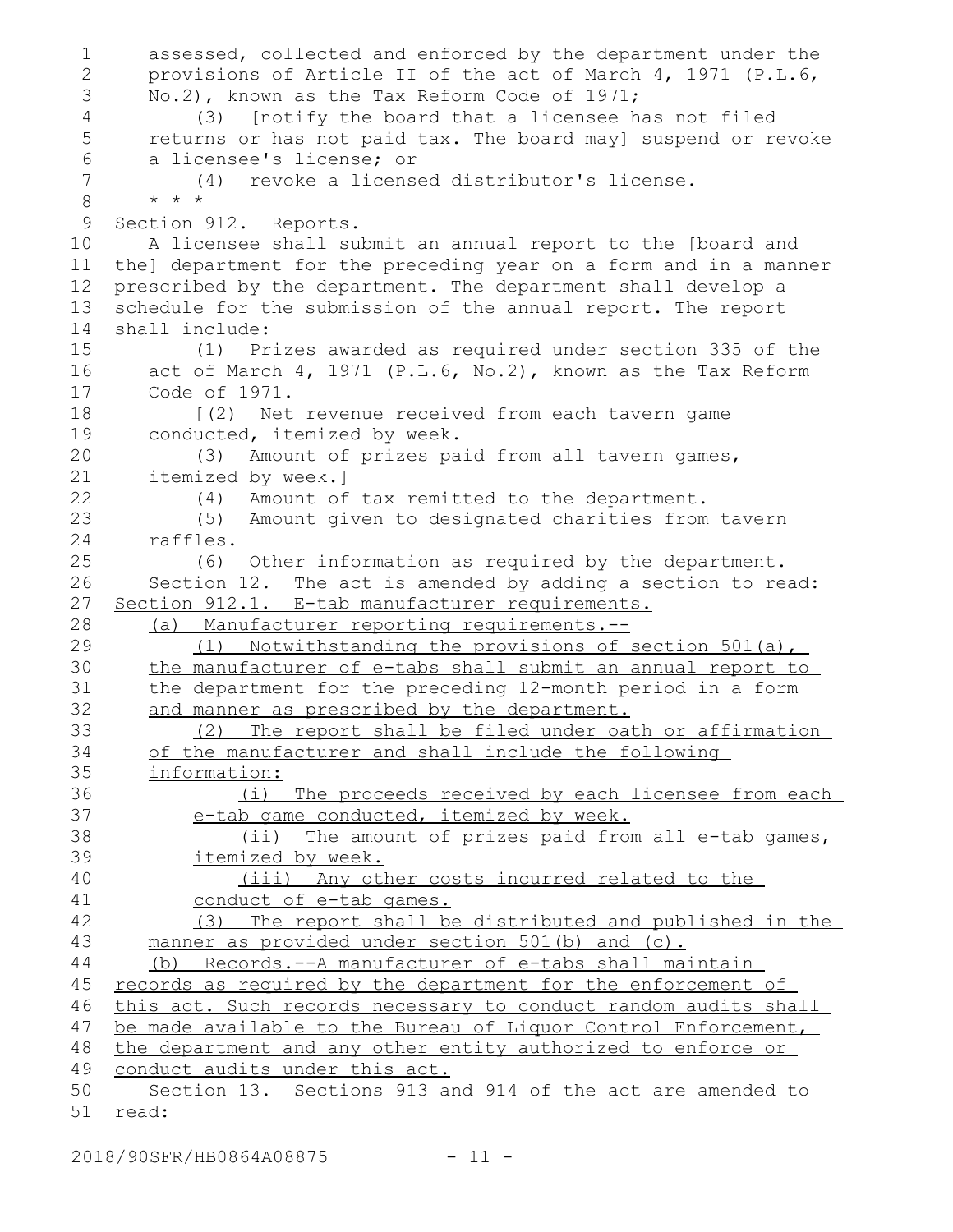assessed, collected and enforced by the department under the provisions of Article II of the act of March 4, 1971 (P.L.6, No.2), known as the Tax Reform Code of 1971;

(3) [notify the board that a licensee has not filed returns or has not paid tax. The board may] suspend or revoke a licensee's license; or

(4) revoke a licensed distributor's license.

* * *

Section 912. Reports.

A licensee shall submit an annual report to the [board and the] department for the preceding year on a form and in a manner prescribed by the department. The department shall develop a schedule for the submission of the annual report. The report shall include:

(1) Prizes awarded as required under section 335 of the act of March 4, 1971 (P.L.6, No.2), known as the Tax Reform Code of 1971.

[(2) Net revenue received from each tavern game conducted, itemized by week.

(3) Amount of prizes paid from all tavern games, itemized by week.]

(4) Amount of tax remitted to the department.

(5) Amount given to designated charities from tavern raffles.

(6) Other information as required by the department.

Section 12. The act is amended by adding a section to read:

<u>Section 912.1. E-tab manufacturer requirements.</u>

<u>(a) Manufacturer reporting requirements.--</u>

<u>(1) Notwithstanding the provisions of section 501(a), the manufacturer of e-tabs shall submit an annual report to the department for the preceding 12-month period in a form and manner as prescribed by the department.</u>

<u>(2) The report shall be filed under oath or affirmation of the manufacturer and shall include the following information:</u>

<u>(i) The proceeds received by each licensee from each e-tab game conducted, itemized by week.</u>

<u>(ii) The amount of prizes paid from all e-tab games, itemized by week.</u>

<u>(iii) Any other costs incurred related to the conduct of e-tab games.</u>

<u>(3) The report shall be distributed and published in the manner as provided under section 501(b) and (c).</u>

<u>(b) Records.--A manufacturer of e-tabs shall maintain records as required by the department for the enforcement of this act. Such records necessary to conduct random audits shall be made available to the Bureau of Liquor Control Enforcement, the department and any other entity authorized to enforce or conduct audits under this act.</u>

Section 13. Sections 913 and 914 of the act are amended to read: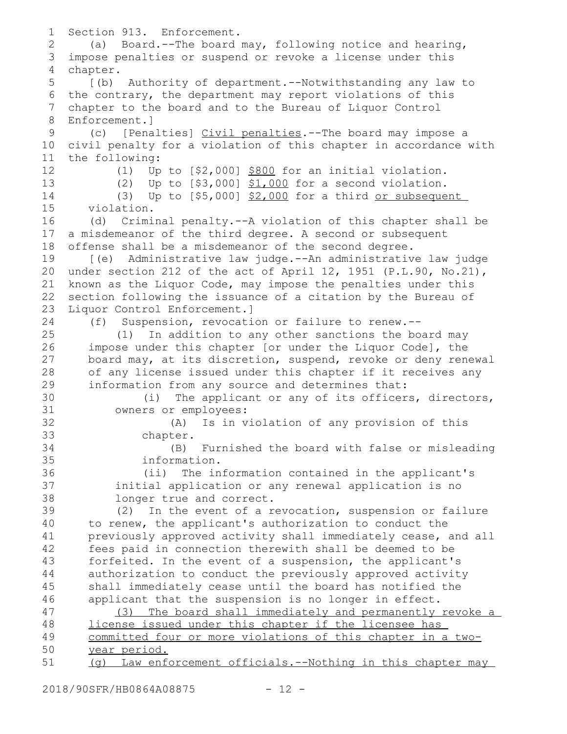Section 913. Enforcement.

(a) Board.--The board may, following notice and hearing, impose penalties or suspend or revoke a license under this chapter.

[(b) Authority of department.--Notwithstanding any law to the contrary, the department may report violations of this chapter to the board and to the Bureau of Liquor Control Enforcement.]

(c) [Penalties] <u>Civil penalties</u>.--The board may impose a civil penalty for a violation of this chapter in accordance with the following:

(1) Up to [$2,000] <u>$800</u> for an initial violation.

(2) Up to [$3,000] <u>$1,000</u> for a second violation.

(3) Up to [$5,000] <u>$2,000</u> for a third <u>or subsequent</u> violation.

(d) Criminal penalty.--A violation of this chapter shall be a misdemeanor of the third degree. A second or subsequent offense shall be a misdemeanor of the second degree.

[(e) Administrative law judge.--An administrative law judge under section 212 of the act of April 12, 1951 (P.L.90, No.21), known as the Liquor Code, may impose the penalties under this section following the issuance of a citation by the Bureau of Liquor Control Enforcement.]

(f) Suspension, revocation or failure to renew.--

(1) In addition to any other sanctions the board may impose under this chapter [or under the Liquor Code], the board may, at its discretion, suspend, revoke or deny renewal of any license issued under this chapter if it receives any information from any source and determines that:

(i) The applicant or any of its officers, directors, owners or employees:

(A) Is in violation of any provision of this chapter.

(B) Furnished the board with false or misleading information.

(ii) The information contained in the applicant's initial application or any renewal application is no longer true and correct.

(2) In the event of a revocation, suspension or failure to renew, the applicant's authorization to conduct the previously approved activity shall immediately cease, and all fees paid in connection therewith shall be deemed to be forfeited. In the event of a suspension, the applicant's authorization to conduct the previously approved activity shall immediately cease until the board has notified the applicant that the suspension is no longer in effect.

<u>(3) The board shall immediately and permanently revoke a license issued under this chapter if the licensee has committed four or more violations of this chapter in a two-year period.</u>

<u>(g) Law enforcement officials.--Nothing in this chapter may</u>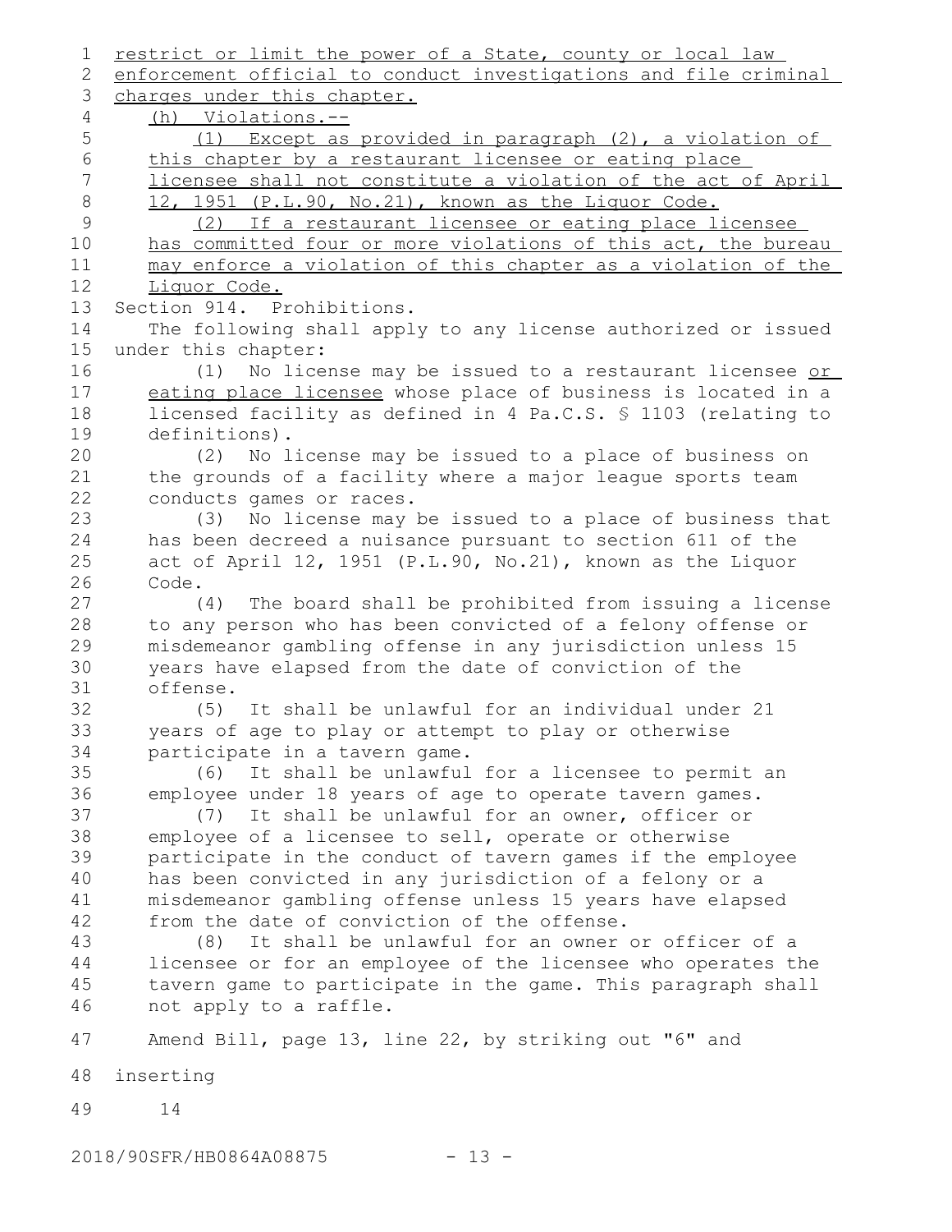restrict or limit the power of a State, county or local law enforcement official to conduct investigations and file criminal charges under this chapter.

(h) Violations.--

(1) Except as provided in paragraph (2), a violation of this chapter by a restaurant licensee or eating place licensee shall not constitute a violation of the act of April 12, 1951 (P.L.90, No.21), known as the Liquor Code.

(2) If a restaurant licensee or eating place licensee has committed four or more violations of this act, the bureau may enforce a violation of this chapter as a violation of the Liquor Code.

Section 914. Prohibitions.

The following shall apply to any license authorized or issued under this chapter:

(1) No license may be issued to a restaurant licensee or eating place licensee whose place of business is located in a licensed facility as defined in 4 Pa.C.S. § 1103 (relating to definitions).

(2) No license may be issued to a place of business on the grounds of a facility where a major league sports team conducts games or races.

(3) No license may be issued to a place of business that has been decreed a nuisance pursuant to section 611 of the act of April 12, 1951 (P.L.90, No.21), known as the Liquor Code.

(4) The board shall be prohibited from issuing a license to any person who has been convicted of a felony offense or misdemeanor gambling offense in any jurisdiction unless 15 years have elapsed from the date of conviction of the offense.

(5) It shall be unlawful for an individual under 21 years of age to play or attempt to play or otherwise participate in a tavern game.

(6) It shall be unlawful for a licensee to permit an employee under 18 years of age to operate tavern games.

(7) It shall be unlawful for an owner, officer or employee of a licensee to sell, operate or otherwise participate in the conduct of tavern games if the employee has been convicted in any jurisdiction of a felony or a misdemeanor gambling offense unless 15 years have elapsed from the date of conviction of the offense.

(8) It shall be unlawful for an owner or officer of a licensee or for an employee of the licensee who operates the tavern game to participate in the game. This paragraph shall not apply to a raffle.

Amend Bill, page 13, line 22, by striking out "6" and inserting

14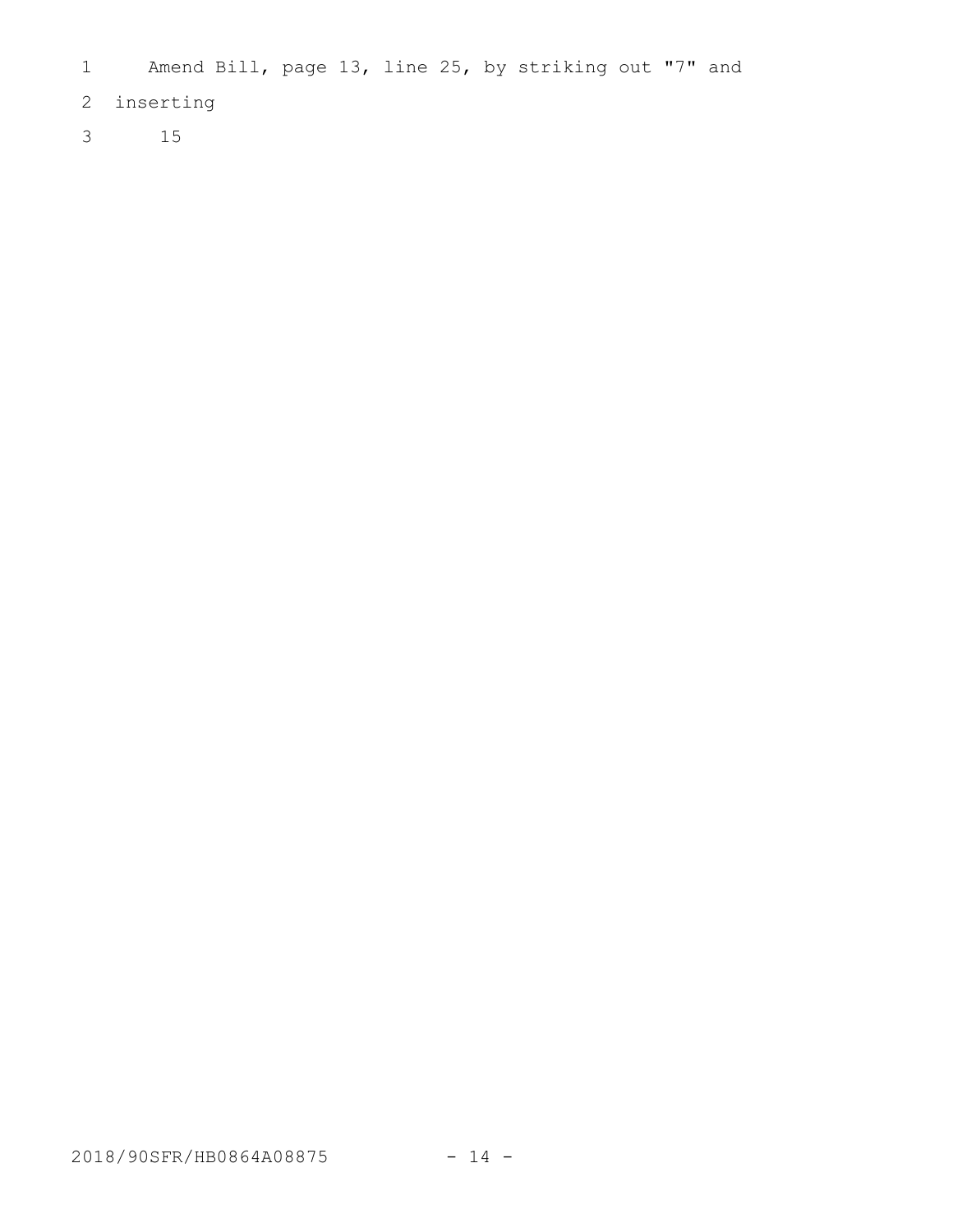Amend Bill, page 13, line 25, by striking out "7" and inserting

15